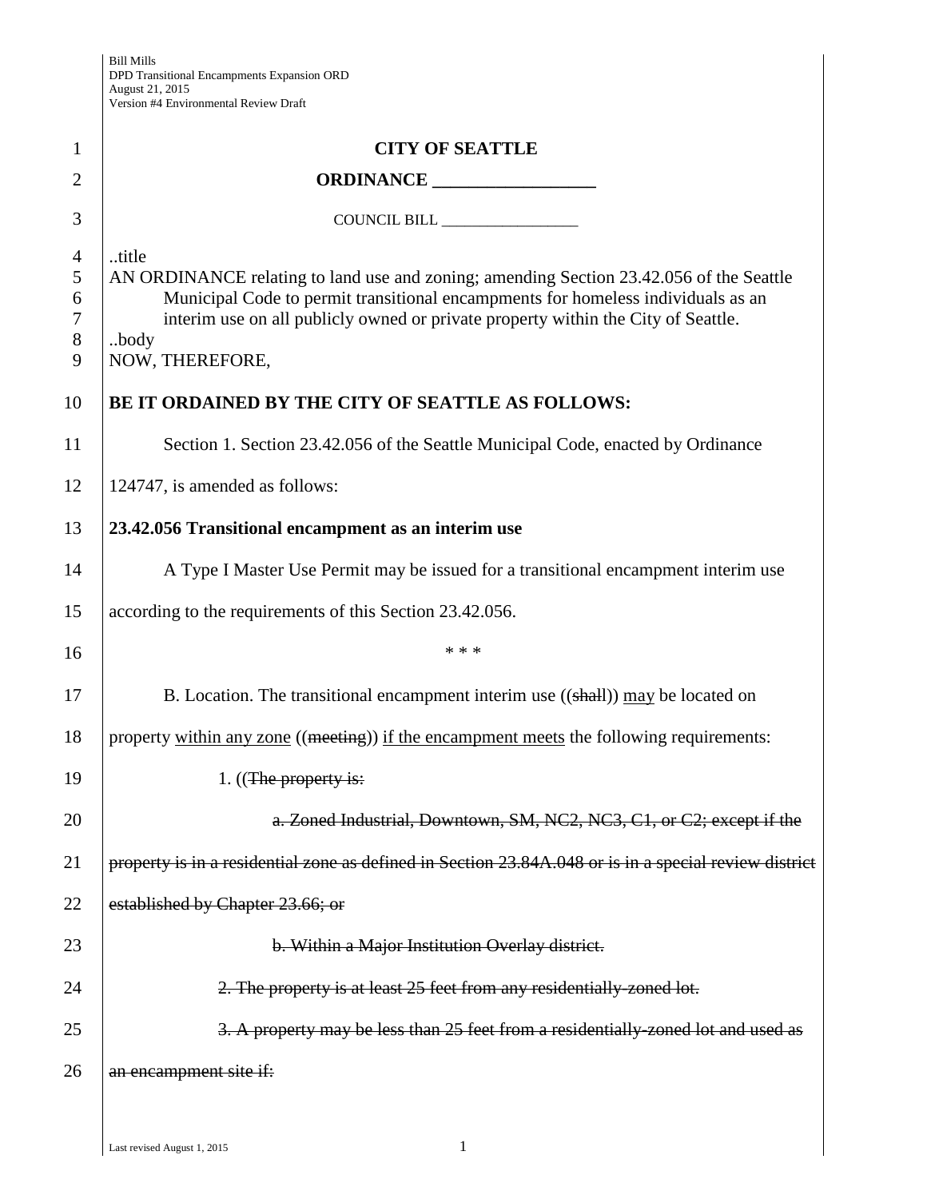**CITY OF SEATTLE**

**ORDINANCE \_\_\_\_\_\_\_\_\_\_\_\_\_\_\_\_\_\_**

COUNCIL BILL \_\_\_\_\_\_\_\_\_\_\_\_\_\_\_\_\_\_

..title

AN ORDINANCE relating to land use and zoning; amending Section 23.42.056 of the Seattle Municipal Code to permit transitional encampments for homeless individuals as an interim use on all publicly owned or private property within the City of Seattle.

..body

NOW, THEREFORE,

**BE IT ORDAINED BY THE CITY OF SEATTLE AS FOLLOWS:**

Section 1. Section 23.42.056 of the Seattle Municipal Code, enacted by Ordinance 124747, is amended as follows:

**23.42.056 Transitional encampment as an interim use**

A Type I Master Use Permit may be issued for a transitional encampment interim use according to the requirements of this Section 23.42.056.

\* \* \*

B. Location. The transitional encampment interim use ((~~shall~~)) <u>may</u> be located on property <u>within any zone</u> ((~~meeting~~)) <u>if the encampment meets</u> the following requirements:

1. ((~~The property is:~~

~~a. Zoned Industrial, Downtown, SM, NC2, NC3, C1, or C2; except if the property is in a residential zone as defined in Section 23.84A.048 or is in a special review district established by Chapter 23.66; or~~

~~b. Within a Major Institution Overlay district.~~

~~2. The property is at least 25 feet from any residentially-zoned lot.~~

~~3. A property may be less than 25 feet from a residentially-zoned lot and used as an encampment site if:~~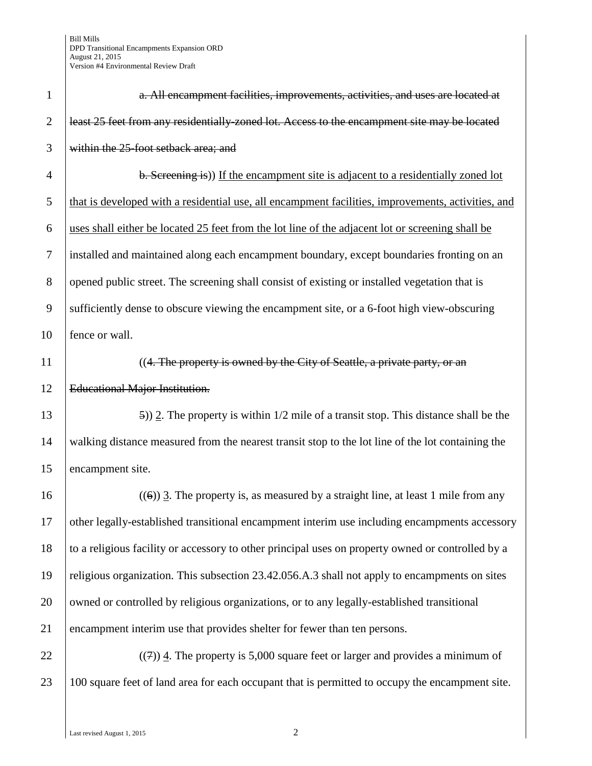~~a. All encampment facilities, improvements, activities, and uses are located at least 25 feet from any residentially-zoned lot. Access to the encampment site may be located within the 25-foot setback area; and~~

~~b. Screening is~~)) <u>If the encampment site is adjacent to a residentially zoned lot that is developed with a residential use, all encampment facilities, improvements, activities, and uses shall either be located 25 feet from the lot line of the adjacent lot or screening shall be</u> installed and maintained along each encampment boundary, except boundaries fronting on an opened public street. The screening shall consist of existing or installed vegetation that is sufficiently dense to obscure viewing the encampment site, or a 6-foot high view-obscuring fence or wall.

((~~4. The property is owned by the City of Seattle, a private party, or an Educational Major Institution.~~

~~5~~)) <u>2</u>. The property is within 1/2 mile of a transit stop. This distance shall be the walking distance measured from the nearest transit stop to the lot line of the lot containing the encampment site.

((~~6~~)) <u>3</u>. The property is, as measured by a straight line, at least 1 mile from any other legally-established transitional encampment interim use including encampments accessory to a religious facility or accessory to other principal uses on property owned or controlled by a religious organization. This subsection 23.42.056.A.3 shall not apply to encampments on sites owned or controlled by religious organizations, or to any legally-established transitional encampment interim use that provides shelter for fewer than ten persons.

((~~7~~)) <u>4</u>. The property is 5,000 square feet or larger and provides a minimum of 100 square feet of land area for each occupant that is permitted to occupy the encampment site.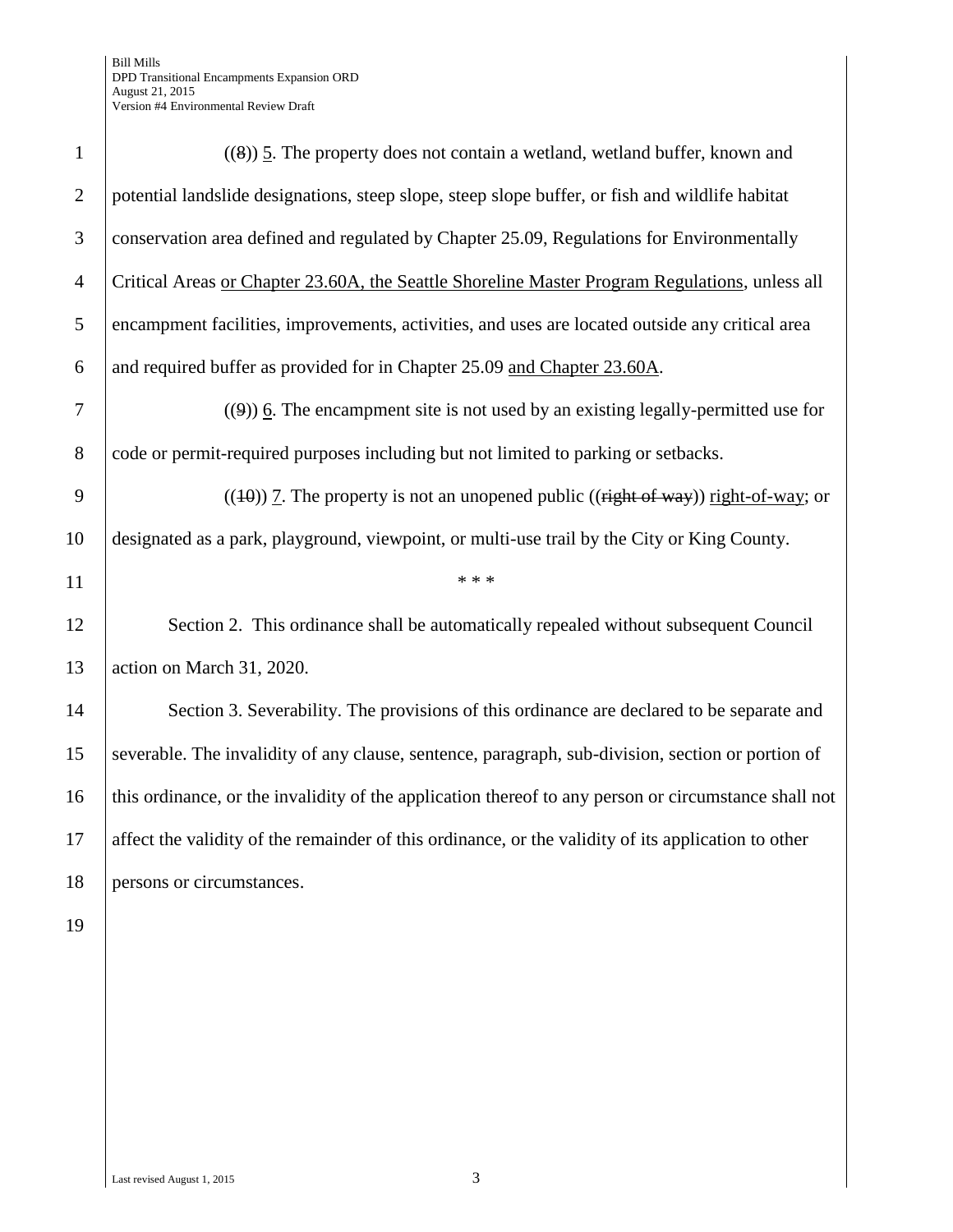((~~8~~)) 5. The property does not contain a wetland, wetland buffer, known and potential landslide designations, steep slope, steep slope buffer, or fish and wildlife habitat conservation area defined and regulated by Chapter 25.09, Regulations for Environmentally Critical Areas <u>or Chapter 23.60A, the Seattle Shoreline Master Program Regulations</u>, unless all encampment facilities, improvements, activities, and uses are located outside any critical area and required buffer as provided for in Chapter 25.09 <u>and Chapter 23.60A</u>.

((~~9~~)) <u>6</u>. The encampment site is not used by an existing legally-permitted use for code or permit-required purposes including but not limited to parking or setbacks.

((~~10~~)) <u>7</u>. The property is not an unopened public ((~~right of way~~)) <u>right-of-way</u>; or designated as a park, playground, viewpoint, or multi-use trail by the City or King County.

* * *

Section 2. This ordinance shall be automatically repealed without subsequent Council action on March 31, 2020.

Section 3. Severability. The provisions of this ordinance are declared to be separate and severable. The invalidity of any clause, sentence, paragraph, sub-division, section or portion of this ordinance, or the invalidity of the application thereof to any person or circumstance shall not affect the validity of the remainder of this ordinance, or the validity of its application to other persons or circumstances.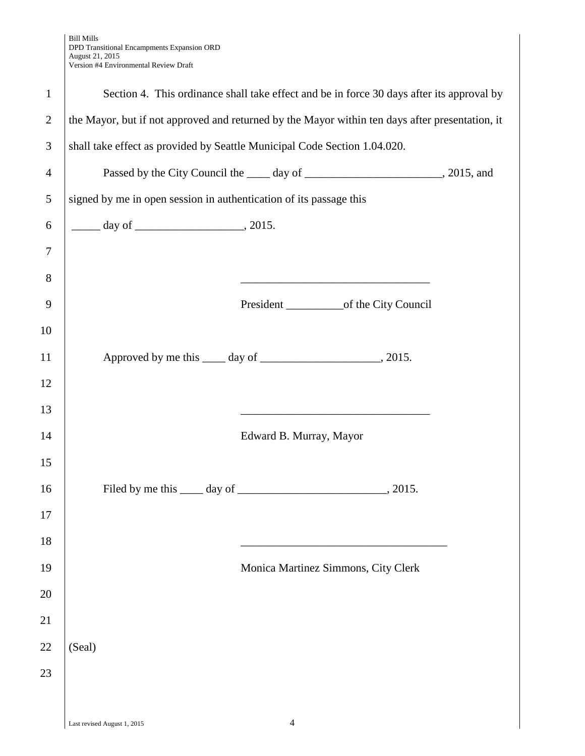Section 4. This ordinance shall take effect and be in force 30 days after its approval by the Mayor, but if not approved and returned by the Mayor within ten days after presentation, it shall take effect as provided by Seattle Municipal Code Section 1.04.020.

Passed by the City Council the ____ day of ________________________, 2015, and signed by me in open session in authentication of its passage this _____ day of ___________________, 2015.

_________________________________

President __________of the City Council

Approved by me this ____ day of _____________________, 2015.

_________________________________

Edward B. Murray, Mayor

Filed by me this ____ day of __________________________, 2015.

____________________________________

Monica Martinez Simmons, City Clerk

(Seal)